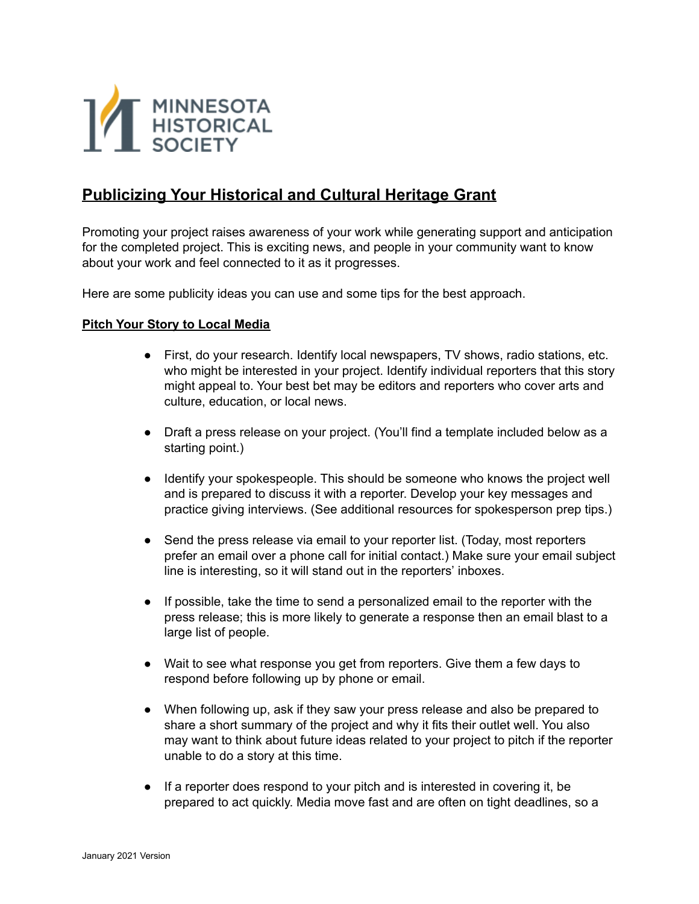MINNESOTA HISTORICAL SOCIETY

# Publicizing Your Historical and Cultural Heritage Grant

Promoting your project raises awareness of your work while generating support and anticipation for the completed project. This is exciting news, and people in your community want to know about your work and feel connected to it as it progresses.

Here are some publicity ideas you can use and some tips for the best approach.

## Pitch Your Story to Local Media

- First, do your research. Identify local newspapers, TV shows, radio stations, etc. who might be interested in your project. Identify individual reporters that this story might appeal to. Your best bet may be editors and reporters who cover arts and culture, education, or local news.

- Draft a press release on your project. (You'll find a template included below as a starting point.)

- Identify your spokespeople. This should be someone who knows the project well and is prepared to discuss it with a reporter. Develop your key messages and practice giving interviews. (See additional resources for spokesperson prep tips.)

- Send the press release via email to your reporter list. (Today, most reporters prefer an email over a phone call for initial contact.) Make sure your email subject line is interesting, so it will stand out in the reporters' inboxes.

- If possible, take the time to send a personalized email to the reporter with the press release; this is more likely to generate a response then an email blast to a large list of people.

- Wait to see what response you get from reporters. Give them a few days to respond before following up by phone or email.

- When following up, ask if they saw your press release and also be prepared to share a short summary of the project and why it fits their outlet well. You also may want to think about future ideas related to your project to pitch if the reporter unable to do a story at this time.

- If a reporter does respond to your pitch and is interested in covering it, be prepared to act quickly. Media move fast and are often on tight deadlines, so a

January 2021 Version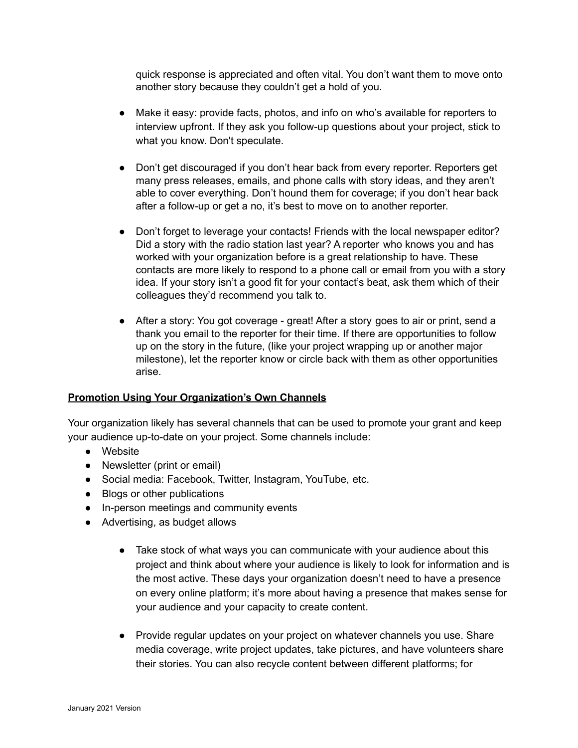quick response is appreciated and often vital. You don't want them to move onto another story because they couldn't get a hold of you.

- Make it easy: provide facts, photos, and info on who's available for reporters to interview upfront. If they ask you follow-up questions about your project, stick to what you know. Don't speculate.

- Don't get discouraged if you don't hear back from every reporter. Reporters get many press releases, emails, and phone calls with story ideas, and they aren't able to cover everything. Don't hound them for coverage; if you don't hear back after a follow-up or get a no, it's best to move on to another reporter.

- Don't forget to leverage your contacts! Friends with the local newspaper editor? Did a story with the radio station last year? A reporter who knows you and has worked with your organization before is a great relationship to have. These contacts are more likely to respond to a phone call or email from you with a story idea. If your story isn't a good fit for your contact's beat, ask them which of their colleagues they'd recommend you talk to.

- After a story: You got coverage - great! After a story goes to air or print, send a thank you email to the reporter for their time. If there are opportunities to follow up on the story in the future, (like your project wrapping up or another major milestone), let the reporter know or circle back with them as other opportunities arise.

**Promotion Using Your Organization's Own Channels**

Your organization likely has several channels that can be used to promote your grant and keep your audience up-to-date on your project. Some channels include:

- Website
- Newsletter (print or email)
- Social media: Facebook, Twitter, Instagram, YouTube, etc.
- Blogs or other publications
- In-person meetings and community events
- Advertising, as budget allows

  - Take stock of what ways you can communicate with your audience about this project and think about where your audience is likely to look for information and is the most active. These days your organization doesn't need to have a presence on every online platform; it's more about having a presence that makes sense for your audience and your capacity to create content.

  - Provide regular updates on your project on whatever channels you use. Share media coverage, write project updates, take pictures, and have volunteers share their stories. You can also recycle content between different platforms; for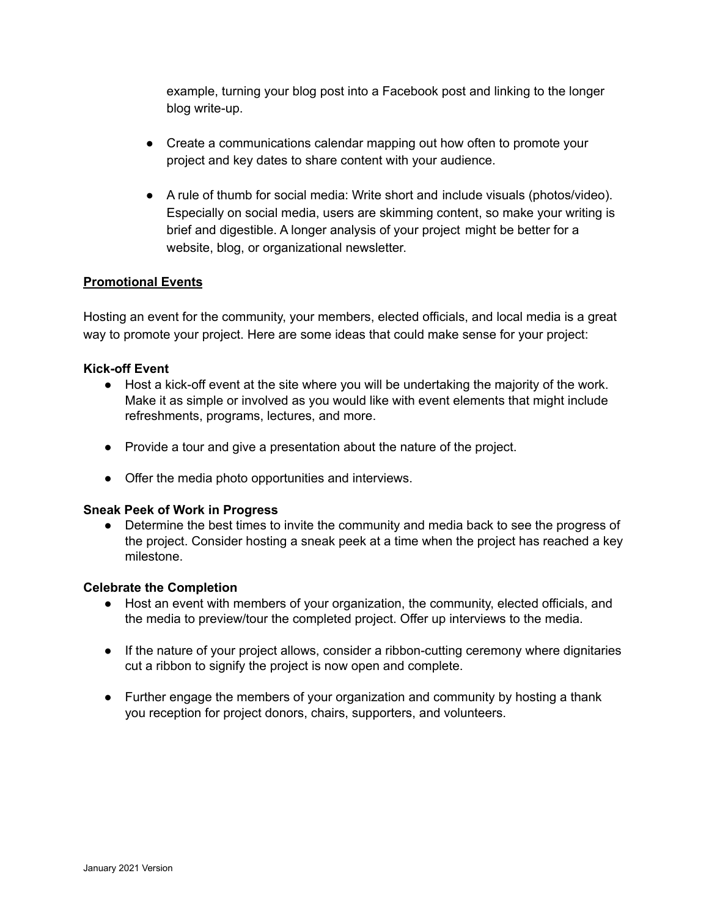example, turning your blog post into a Facebook post and linking to the longer blog write-up.

- Create a communications calendar mapping out how often to promote your project and key dates to share content with your audience.

- A rule of thumb for social media: Write short and include visuals (photos/video). Especially on social media, users are skimming content, so make your writing is brief and digestible. A longer analysis of your project might be better for a website, blog, or organizational newsletter.

## Promotional Events

Hosting an event for the community, your members, elected officials, and local media is a great way to promote your project. Here are some ideas that could make sense for your project:

### Kick-off Event

- Host a kick-off event at the site where you will be undertaking the majority of the work. Make it as simple or involved as you would like with event elements that might include refreshments, programs, lectures, and more.

- Provide a tour and give a presentation about the nature of the project.

- Offer the media photo opportunities and interviews.

### Sneak Peek of Work in Progress

- Determine the best times to invite the community and media back to see the progress of the project. Consider hosting a sneak peek at a time when the project has reached a key milestone.

### Celebrate the Completion

- Host an event with members of your organization, the community, elected officials, and the media to preview/tour the completed project. Offer up interviews to the media.

- If the nature of your project allows, consider a ribbon-cutting ceremony where dignitaries cut a ribbon to signify the project is now open and complete.

- Further engage the members of your organization and community by hosting a thank you reception for project donors, chairs, supporters, and volunteers.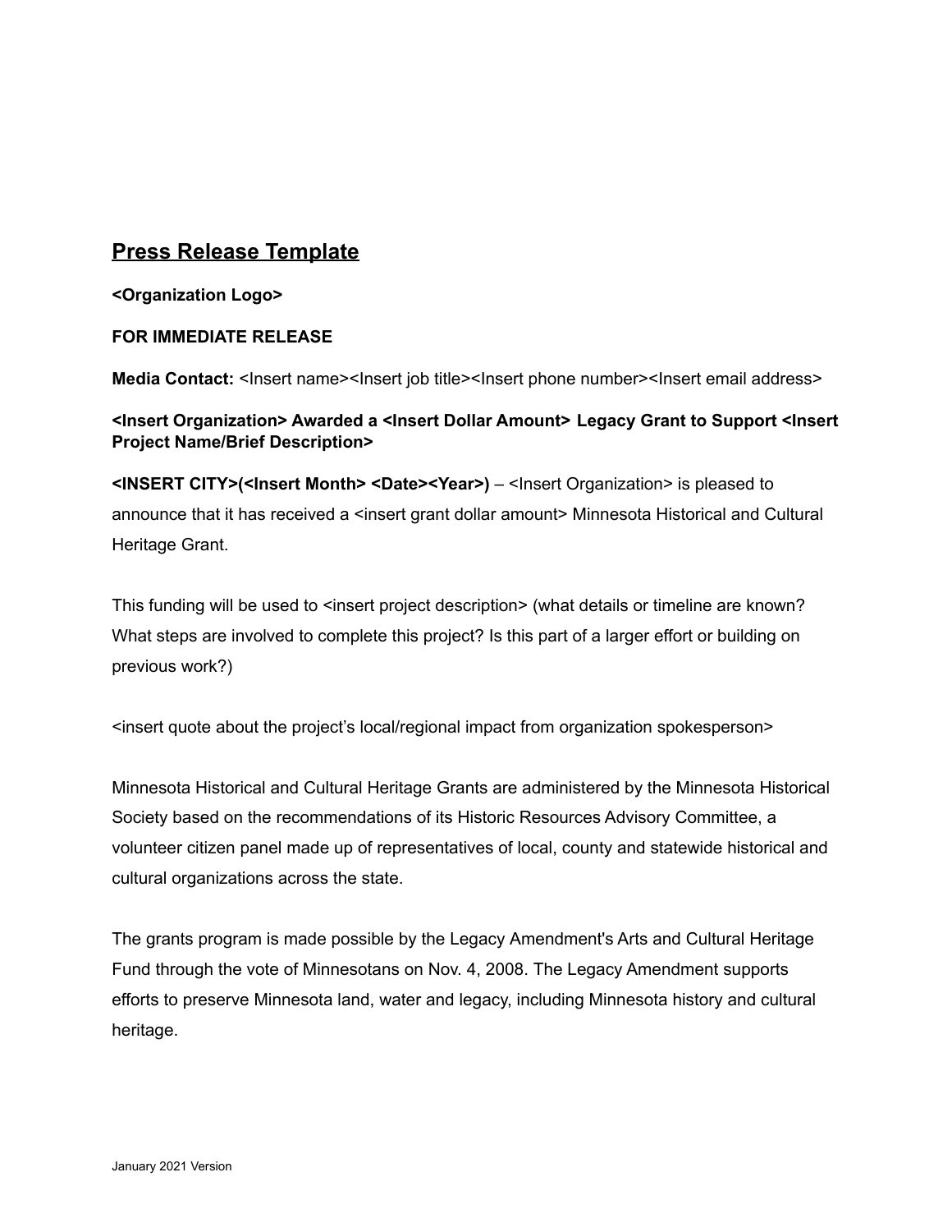## Press Release Template

**<Organization Logo>**

**FOR IMMEDIATE RELEASE**

**Media Contact:** <Insert name><Insert job title><Insert phone number><Insert email address>

**<Insert Organization> Awarded a <Insert Dollar Amount> Legacy Grant to Support <Insert Project Name/Brief Description>**

**<INSERT CITY>(<Insert Month> <Date><Year>)** – <Insert Organization> is pleased to announce that it has received a <insert grant dollar amount> Minnesota Historical and Cultural Heritage Grant.

This funding will be used to <insert project description> (what details or timeline are known? What steps are involved to complete this project? Is this part of a larger effort or building on previous work?)

<insert quote about the project's local/regional impact from organization spokesperson>

Minnesota Historical and Cultural Heritage Grants are administered by the Minnesota Historical Society based on the recommendations of its Historic Resources Advisory Committee, a volunteer citizen panel made up of representatives of local, county and statewide historical and cultural organizations across the state.

The grants program is made possible by the Legacy Amendment's Arts and Cultural Heritage Fund through the vote of Minnesotans on Nov. 4, 2008. The Legacy Amendment supports efforts to preserve Minnesota land, water and legacy, including Minnesota history and cultural heritage.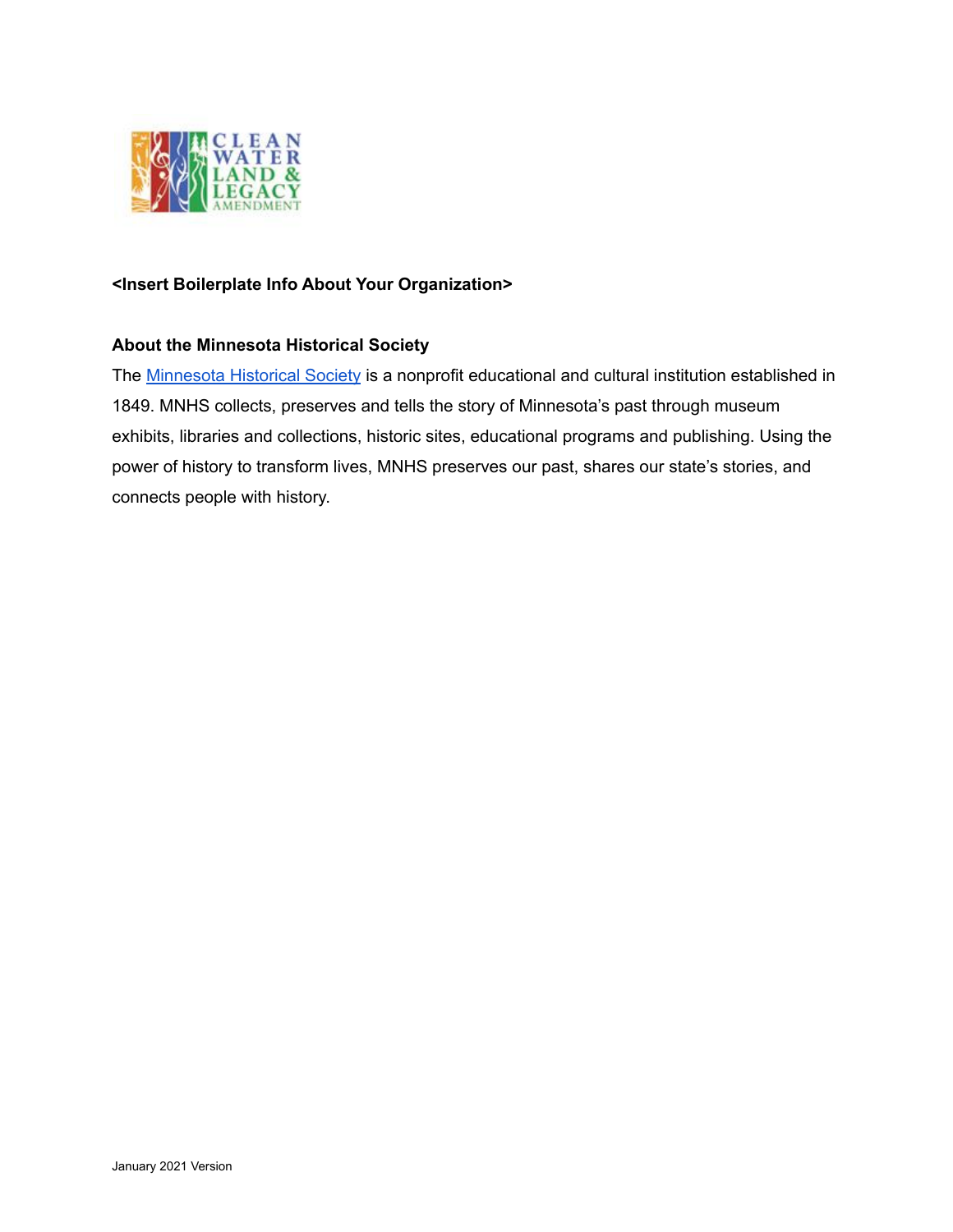**<Insert Boilerplate Info About Your Organization>**

**About the Minnesota Historical Society**

The Minnesota Historical Society is a nonprofit educational and cultural institution established in 1849. MNHS collects, preserves and tells the story of Minnesota's past through museum exhibits, libraries and collections, historic sites, educational programs and publishing. Using the power of history to transform lives, MNHS preserves our past, shares our state's stories, and connects people with history.

January 2021 Version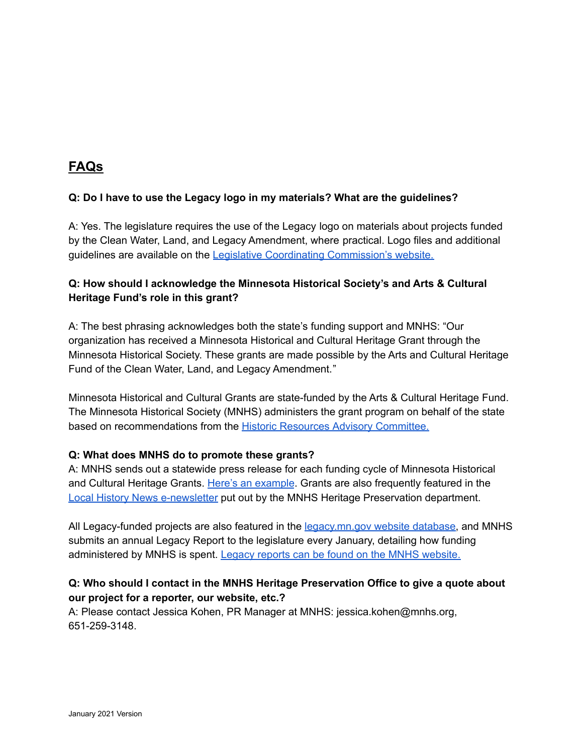## FAQs

**Q: Do I have to use the Legacy logo in my materials? What are the guidelines?**

A: Yes. The legislature requires the use of the Legacy logo on materials about projects funded by the Clean Water, Land, and Legacy Amendment, where practical. Logo files and additional guidelines are available on the Legislative Coordinating Commission's website.

**Q: How should I acknowledge the Minnesota Historical Society's and Arts & Cultural Heritage Fund's role in this grant?**

A: The best phrasing acknowledges both the state's funding support and MNHS: "Our organization has received a Minnesota Historical and Cultural Heritage Grant through the Minnesota Historical Society. These grants are made possible by the Arts and Cultural Heritage Fund of the Clean Water, Land, and Legacy Amendment."

Minnesota Historical and Cultural Grants are state-funded by the Arts & Cultural Heritage Fund. The Minnesota Historical Society (MNHS) administers the grant program on behalf of the state based on recommendations from the Historic Resources Advisory Committee.

**Q: What does MNHS do to promote these grants?**

A: MNHS sends out a statewide press release for each funding cycle of Minnesota Historical and Cultural Heritage Grants. Here's an example. Grants are also frequently featured in the Local History News e-newsletter put out by the MNHS Heritage Preservation department.

All Legacy-funded projects are also featured in the legacy.mn.gov website database, and MNHS submits an annual Legacy Report to the legislature every January, detailing how funding administered by MNHS is spent. Legacy reports can be found on the MNHS website.

**Q: Who should I contact in the MNHS Heritage Preservation Office to give a quote about our project for a reporter, our website, etc.?**

A: Please contact Jessica Kohen, PR Manager at MNHS: jessica.kohen@mnhs.org, 651-259-3148.

January 2021 Version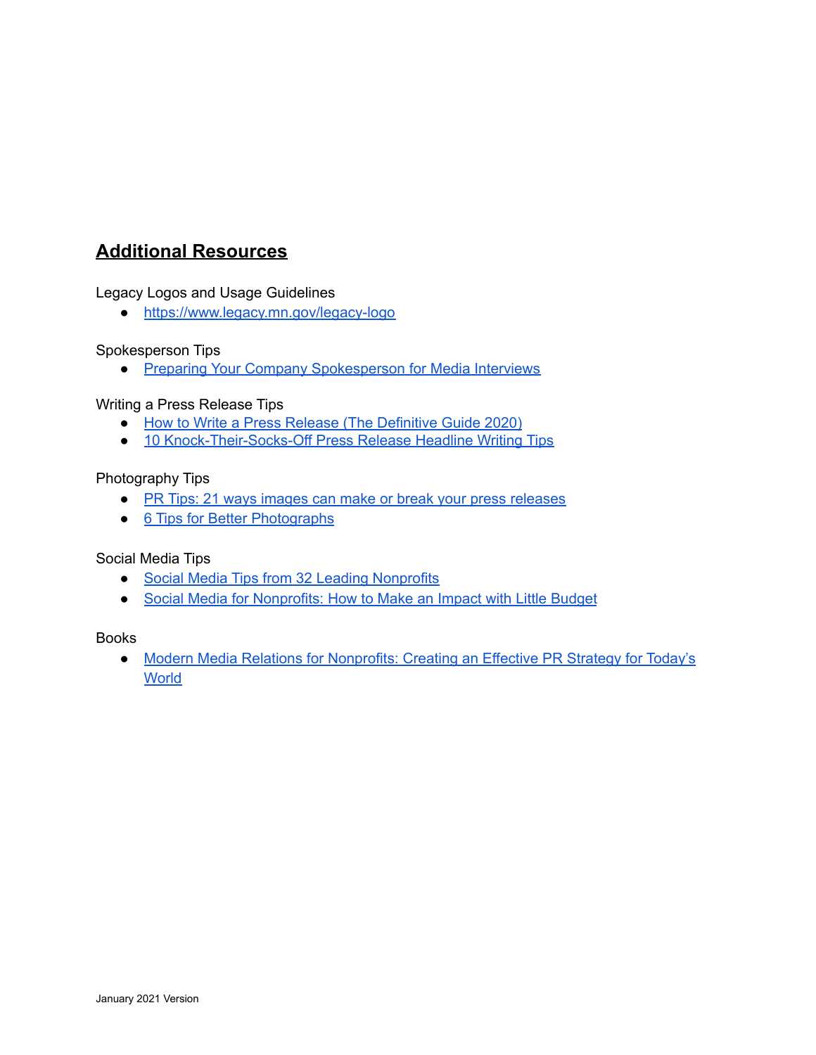## Additional Resources

Legacy Logos and Usage Guidelines

- https://www.legacy.mn.gov/legacy-logo

Spokesperson Tips

- Preparing Your Company Spokesperson for Media Interviews

Writing a Press Release Tips

- How to Write a Press Release (The Definitive Guide 2020)
- 10 Knock-Their-Socks-Off Press Release Headline Writing Tips

Photography Tips

- PR Tips: 21 ways images can make or break your press releases
- 6 Tips for Better Photographs

Social Media Tips

- Social Media Tips from 32 Leading Nonprofits
- Social Media for Nonprofits: How to Make an Impact with Little Budget

Books

- Modern Media Relations for Nonprofits: Creating an Effective PR Strategy for Today's World

January 2021 Version